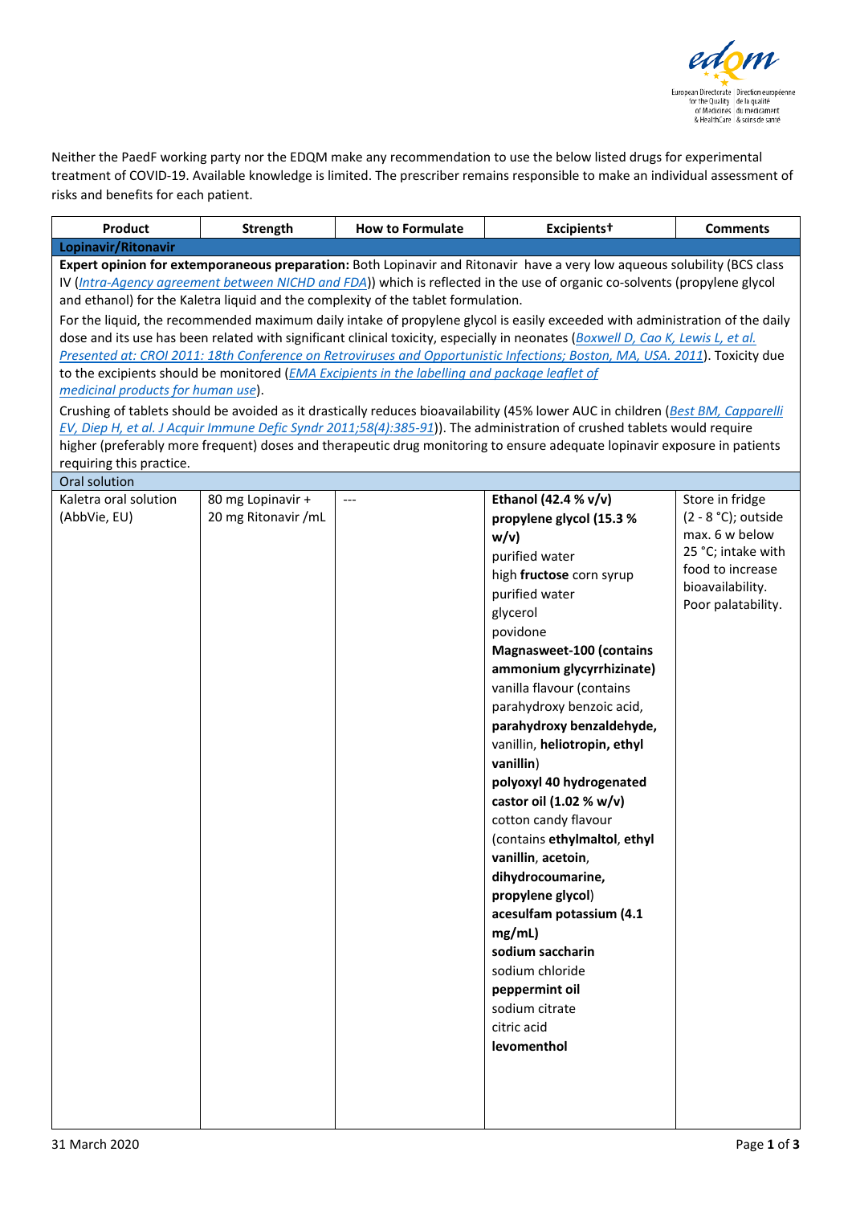Neither the PaedF working party nor the EDQM make any recommendation to use the below listed drugs for experimental treatment of COVID-19. Available knowledge is limited. The prescriber remains responsible to make an individual assessment of risks and benefits for each patient.

| Product | Strength | How to Formulate | Excipients† | Comments |
|---|---|---|---|---|
| **Lopinavir/Ritonavir** | | | | |
| **Expert opinion for extemporaneous preparation:** Both Lopinavir and Ritonavir have a very low aqueous solubility (BCS class IV (*Intra-Agency agreement between NICHD and FDA*)) which is reflected in the use of organic co-solvents (propylene glycol and ethanol) for the Kaletra liquid and the complexity of the tablet formulation. For the liquid, the recommended maximum daily intake of propylene glycol is easily exceeded with administration of the daily dose and its use has been related with significant clinical toxicity, especially in neonates (*Boxwell D, Cao K, Lewis L, et al. Presented at: CROI 2011: 18th Conference on Retroviruses and Opportunistic Infections; Boston, MA, USA. 2011*). Toxicity due to the excipients should be monitored (*EMA Excipients in the labelling and package leaflet of medicinal products for human use*). Crushing of tablets should be avoided as it drastically reduces bioavailability (45% lower AUC in children (*Best BM, Capparelli EV, Diep H, et al. J Acquir Immune Defic Syndr 2011;58(4):385-91*)). The administration of crushed tablets would require higher (preferably more frequent) doses and therapeutic drug monitoring to ensure adequate lopinavir exposure in patients requiring this practice. | | | | |
| Oral solution | | | | |
| Kaletra oral solution (AbbVie, EU) | 80 mg Lopinavir + 20 mg Ritonavir /mL | --- | **Ethanol (42.4 % v/v)**<br>**propylene glycol (15.3 % w/v)**<br>purified water<br>high **fructose** corn syrup<br>purified water<br>glycerol<br>povidone<br>**Magnasweet-100 (contains ammonium glycyrrhizinate)**<br>vanilla flavour (contains parahydroxy benzoic acid, **parahydroxy benzaldehyde,** vanillin, **heliotropin, ethyl vanillin**)<br>**polyoxyl 40 hydrogenated castor oil (1.02 % w/v)**<br>cotton candy flavour (contains **ethylmaltol, ethyl vanillin, acetoin, dihydrocoumarine, propylene glycol**)<br>**acesulfam potassium (4.1 mg/mL)**<br>**sodium saccharin**<br>sodium chloride<br>**peppermint oil**<br>sodium citrate<br>citric acid<br>**levomenthol** | Store in fridge (2 - 8 °C); outside max. 6 w below 25 °C; intake with food to increase bioavailability. Poor palatability. |

31 March 2020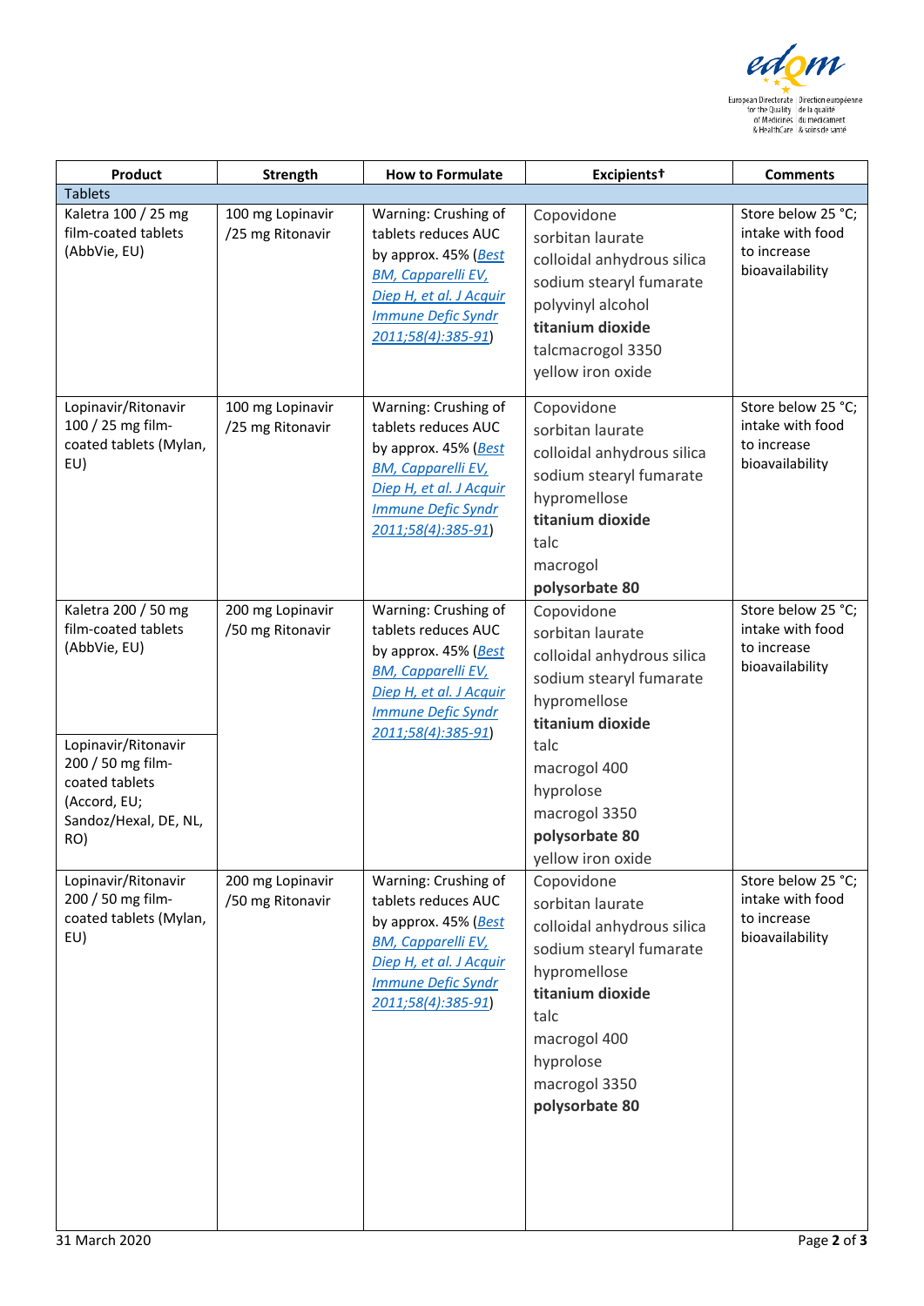| Product | Strength | How to Formulate | Excipients† | Comments |
|---|---|---|---|---|
| Tablets | | | | |
| Kaletra 100 / 25 mg film-coated tablets (AbbVie, EU) | 100 mg Lopinavir /25 mg Ritonavir | Warning: Crushing of tablets reduces AUC by approx. 45% (*Best BM, Capparelli EV, Diep H, et al. J Acquir Immune Defic Syndr 2011;58(4):385-91*) | Copovidone<br>sorbitan laurate<br>colloidal anhydrous silica<br>sodium stearyl fumarate<br>polyvinyl alcohol<br>**titanium dioxide**<br>talcmacrogol 3350<br>yellow iron oxide | Store below 25 °C; intake with food to increase bioavailability |
| Lopinavir/Ritonavir 100 / 25 mg film-coated tablets (Mylan, EU) | 100 mg Lopinavir /25 mg Ritonavir | Warning: Crushing of tablets reduces AUC by approx. 45% (*Best BM, Capparelli EV, Diep H, et al. J Acquir Immune Defic Syndr 2011;58(4):385-91*) | Copovidone<br>sorbitan laurate<br>colloidal anhydrous silica<br>sodium stearyl fumarate<br>hypromellose<br>**titanium dioxide**<br>talc<br>macrogol<br>**polysorbate 80** | Store below 25 °C; intake with food to increase bioavailability |
| Kaletra 200 / 50 mg film-coated tablets (AbbVie, EU)<br><br>Lopinavir/Ritonavir 200 / 50 mg film-coated tablets (Accord, EU; Sandoz/Hexal, DE, NL, RO) | 200 mg Lopinavir /50 mg Ritonavir | Warning: Crushing of tablets reduces AUC by approx. 45% (*Best BM, Capparelli EV, Diep H, et al. J Acquir Immune Defic Syndr 2011;58(4):385-91*) | Copovidone<br>sorbitan laurate<br>colloidal anhydrous silica<br>sodium stearyl fumarate<br>hypromellose<br>**titanium dioxide**<br>talc<br>macrogol 400<br>hyprolose<br>macrogol 3350<br>**polysorbate 80**<br>yellow iron oxide | Store below 25 °C; intake with food to increase bioavailability |
| Lopinavir/Ritonavir 200 / 50 mg film-coated tablets (Mylan, EU) | 200 mg Lopinavir /50 mg Ritonavir | Warning: Crushing of tablets reduces AUC by approx. 45% (*Best BM, Capparelli EV, Diep H, et al. J Acquir Immune Defic Syndr 2011;58(4):385-91*) | Copovidone<br>sorbitan laurate<br>colloidal anhydrous silica<br>sodium stearyl fumarate<br>hypromellose<br>**titanium dioxide**<br>talc<br>macrogol 400<br>hyprolose<br>macrogol 3350<br>**polysorbate 80** | Store below 25 °C; intake with food to increase bioavailability |

31 March 2020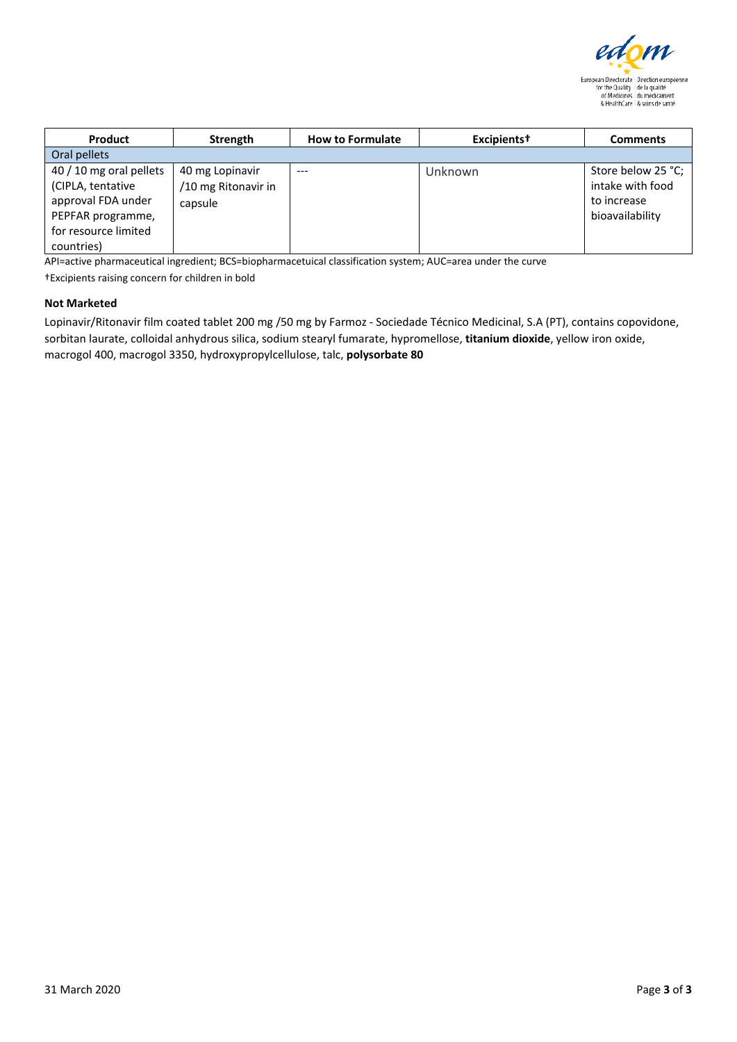| Product | Strength | How to Formulate | Excipients† | Comments |
|---|---|---|---|---|
| Oral pellets | | | | |
| 40 / 10 mg oral pellets (CIPLA, tentative approval FDA under PEPFAR programme, for resource limited countries) | 40 mg Lopinavir /10 mg Ritonavir in capsule | --- | Unknown | Store below 25 °C; intake with food to increase bioavailability |

API=active pharmaceutical ingredient; BCS=biopharmacetuical classification system; AUC=area under the curve

†Excipients raising concern for children in bold

**Not Marketed**

Lopinavir/Ritonavir film coated tablet 200 mg /50 mg by Farmoz - Sociedade Técnico Medicinal, S.A (PT), contains copovidone, sorbitan laurate, colloidal anhydrous silica, sodium stearyl fumarate, hypromellose, **titanium dioxide**, yellow iron oxide, macrogol 400, macrogol 3350, hydroxypropylcellulose, talc, **polysorbate 80**

31 March 2020